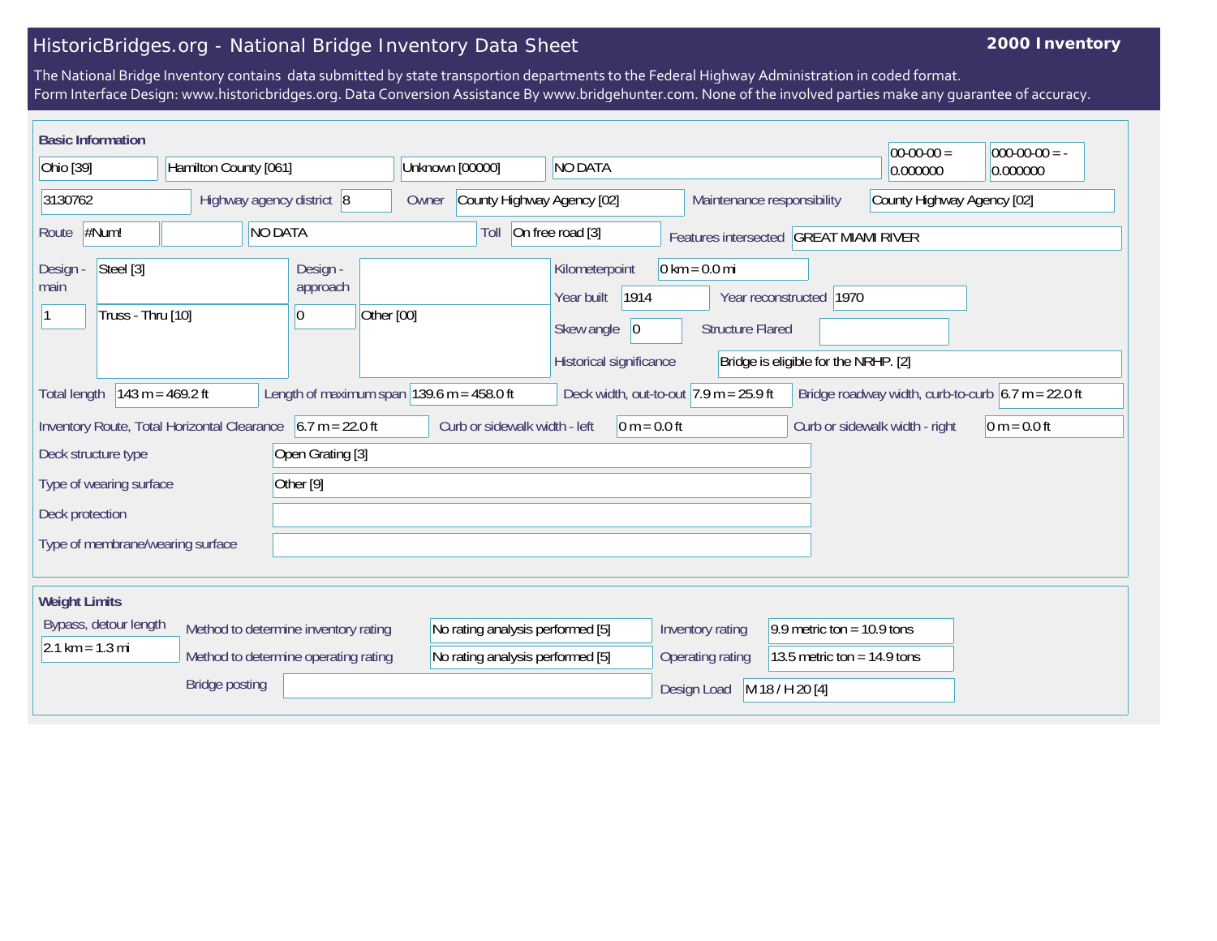# HistoricBridges.org - National Bridge Inventory Data Sheet

**2000 Inventory**

The National Bridge Inventory contains data submitted by state transportion departments to the Federal Highway Administration in coded format.
Form Interface Design: www.historicbridges.org. Data Conversion Assistance By www.bridgehunter.com. None of the involved parties make any guarantee of accuracy.

## Basic Information

| | | | | | |
|---|---|---|---|---|---|
| Ohio [39] | Hamilton County [061] | Unknown [00000] | NO DATA | 00-00-00 = 0.000000 | 000-00-00 = - 0.000000 |

| | |
|---|---|
| Structure number | 3130762 |
| Highway agency district | 8 |
| Owner | County Highway Agency [02] |
| Maintenance responsibility | County Highway Agency [02] |
| Route | #Num! |
| | NO DATA |
| Toll | On free road [3] |
| Features intersected | GREAT MIAMI RIVER |
| Design - main | Steel [3] |
| | 1 — Truss - Thru [10] |
| Design - approach | |
| | 0 — Other [00] |
| Kilometerpoint | 0 km = 0.0 mi |
| Year built | 1914 |
| Year reconstructed | 1970 |
| Skew angle | 0 |
| Structure Flared | |
| Historical significance | Bridge is eligible for the NRHP. [2] |
| Total length | 143 m = 469.2 ft |
| Length of maximum span | 139.6 m = 458.0 ft |
| Deck width, out-to-out | 7.9 m = 25.9 ft |
| Bridge roadway width, curb-to-curb | 6.7 m = 22.0 ft |
| Inventory Route, Total Horizontal Clearance | 6.7 m = 22.0 ft |
| Curb or sidewalk width - left | 0 m = 0.0 ft |
| Curb or sidewalk width - right | 0 m = 0.0 ft |
| Deck structure type | Open Grating [3] |
| Type of wearing surface | Other [9] |
| Deck protection | |
| Type of membrane/wearing surface | |

## Weight Limits

| | |
|---|---|
| Bypass, detour length | 2.1 km = 1.3 mi |
| Method to determine inventory rating | No rating analysis performed [5] |
| Method to determine operating rating | No rating analysis performed [5] |
| Bridge posting | |
| Inventory rating | 9.9 metric ton = 10.9 tons |
| Operating rating | 13.5 metric ton = 14.9 tons |
| Design Load | M 18 / H 20 [4] |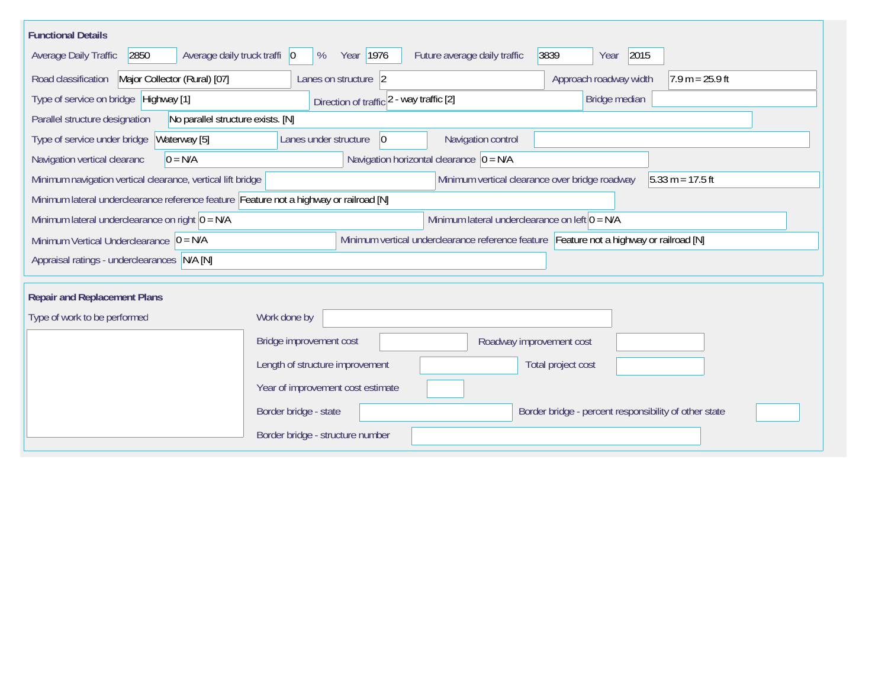## Functional Details

Average Daily Traffic: 2850

Average daily truck traffi: 0 %

Year: 1976

Future average daily traffic: 3839

Year: 2015

Road classification: Major Collector (Rural) [07]

Lanes on structure: 2

Approach roadway width: 7.9 m = 25.9 ft

Type of service on bridge: Highway [1]

Direction of traffic: 2 - way traffic [2]

Bridge median:

Parallel structure designation: No parallel structure exists. [N]

Type of service under bridge: Waterway [5]

Lanes under structure: 0

Navigation control:

Navigation vertical clearanc: 0 = N/A

Navigation horizontal clearance: 0 = N/A

Minimum navigation vertical clearance, vertical lift bridge:

Minimum vertical clearance over bridge roadway: 5.33 m = 17.5 ft

Minimum lateral underclearance reference feature: Feature not a highway or railroad [N]

Minimum lateral underclearance on right: 0 = N/A

Minimum lateral underclearance on left: 0 = N/A

Minimum Vertical Underclearance: 0 = N/A

Minimum vertical underclearance reference feature: Feature not a highway or railroad [N]

Appraisal ratings - underclearances: N/A [N]

## Repair and Replacement Plans

Type of work to be performed:

Work done by:

Bridge improvement cost:

Roadway improvement cost:

Length of structure improvement:

Total project cost:

Year of improvement cost estimate:

Border bridge - state:

Border bridge - percent responsibility of other state:

Border bridge - structure number: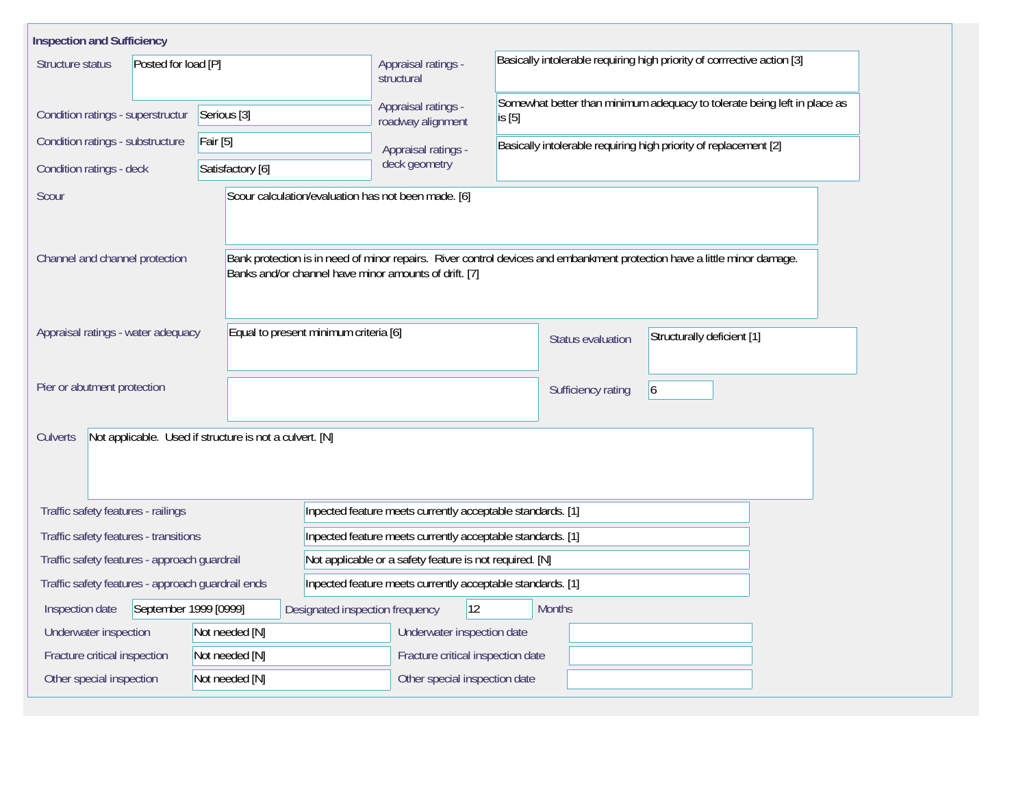## Inspection and Sufficiency

| | |
|---|---|
| Structure status | Posted for load [P] |
| Appraisal ratings - structural | Basically intolerable requiring high priority of corrrective action [3] |
| Condition ratings - superstructur | Serious [3] |
| Appraisal ratings - roadway alignment | Somewhat better than minimum adequacy to tolerate being left in place as is [5] |
| Condition ratings - substructure | Fair [5] |
| Appraisal ratings - deck geometry | Basically intolerable requiring high priority of replacement [2] |
| Condition ratings - deck | Satisfactory [6] |
| Scour | Scour calculation/evaluation has not been made. [6] |
| Channel and channel protection | Bank protection is in need of minor repairs. River control devices and embankment protection have a little minor damage. Banks and/or channel have minor amounts of drift. [7] |
| Appraisal ratings - water adequacy | Equal to present minimum criteria [6] |
| Status evaluation | Structurally deficient [1] |
| Pier or abutment protection | |
| Sufficiency rating | 6 |
| Culverts | Not applicable. Used if structure is not a culvert. [N] |
| Traffic safety features - railings | Inpected feature meets currently acceptable standards. [1] |
| Traffic safety features - transitions | Inpected feature meets currently acceptable standards. [1] |
| Traffic safety features - approach guardrail | Not applicable or a safety feature is not required. [N] |
| Traffic safety features - approach guardrail ends | Inpected feature meets currently acceptable standards. [1] |
| Inspection date | September 1999 [0999] |
| Designated inspection frequency | 12 Months |
| Underwater inspection | Not needed [N] |
| Underwater inspection date | |
| Fracture critical inspection | Not needed [N] |
| Fracture critical inspection date | |
| Other special inspection | Not needed [N] |
| Other special inspection date | |